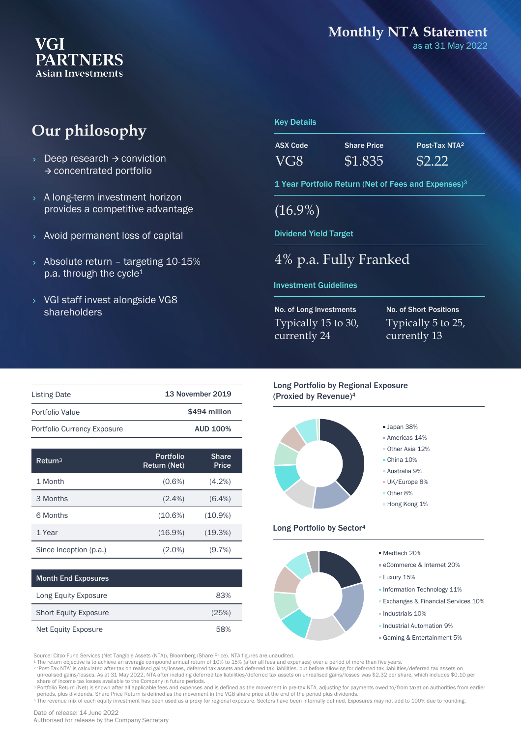VGI PARTNERS
Asian Investments

# Monthly NTA Statement

as at 31 May 2022

## Our philosophy

- Deep research → conviction → concentrated portfolio
- A long-term investment horizon provides a competitive advantage
- Avoid permanent loss of capital
- Absolute return – targeting 10-15% p.a. through the cycle[1]
- VGI staff invest alongside VG8 shareholders

### Key Details

| ASX Code | Share Price | Post-Tax NTA[2] |
|---|---|---|
| VG8 | $1.835 | $2.22 |

**1 Year Portfolio Return (Net of Fees and Expenses)[3]**

(16.9%)

**Dividend Yield Target**

4% p.a. Fully Franked

**Investment Guidelines**

| No. of Long Investments | No. of Short Positions |
|---|---|
| Typically 15 to 30, currently 24 | Typically 5 to 25, currently 13 |

| | |
|---|---|
| Listing Date | 13 November 2019 |
| Portfolio Value | $494 million |
| Portfolio Currency Exposure | AUD 100% |

| Return[3] | Portfolio Return (Net) | Share Price |
|---|---|---|
| 1 Month | (0.6%) | (4.2%) |
| 3 Months | (2.4%) | (6.4%) |
| 6 Months | (10.6%) | (10.9%) |
| 1 Year | (16.9%) | (19.3%) |
| Since Inception (p.a.) | (2.0%) | (9.7%) |

| Month End Exposures | |
|---|---|
| Long Equity Exposure | 83% |
| Short Equity Exposure | (25%) |
| Net Equity Exposure | 58% |

### Long Portfolio by Regional Exposure (Proxied by Revenue)[4]

- Japan 38%
- Americas 14%
- Other Asia 12%
- China 10%
- Australia 9%
- UK/Europe 8%
- Other 8%
- Hong Kong 1%

### Long Portfolio by Sector[4]

- Medtech 20%
- eCommerce & Internet 20%
- Luxury 15%
- Information Technology 11%
- Exchanges & Financial Services 10%
- Industrials 10%
- Industrial Automation 9%
- Gaming & Entertainment 5%

Source: Citco Fund Services (Net Tangible Assets (NTA)), Bloomberg (Share Price). NTA figures are unaudited.

[1] The return objective is to achieve an average compound annual return of 10% to 15% (after all fees and expenses) over a period of more than five years.

[2] 'Post-Tax NTA' is calculated after tax on realised gains/losses, deferred tax assets and deferred tax liabilities, but before allowing for deferred tax liabilities/deferred tax assets on unrealised gains/losses. As at 31 May 2022, NTA after including deferred tax liabilities/deferred tax assets on unrealised gains/losses was $2.32 per share, which includes $0.10 per share of income tax losses available to the Company in future periods.

[3] Portfolio Return (Net) is shown after all applicable fees and expenses and is defined as the movement in pre-tax NTA, adjusting for payments owed to/from taxation authorities from earlier periods, plus dividends. Share Price Return is defined as the movement in the VG8 share price at the end of the period plus dividends.

[4] The revenue mix of each equity investment has been used as a proxy for regional exposure. Sectors have been internally defined. Exposures may not add to 100% due to rounding.

Date of release: 14 June 2022
Authorised for release by the Company Secretary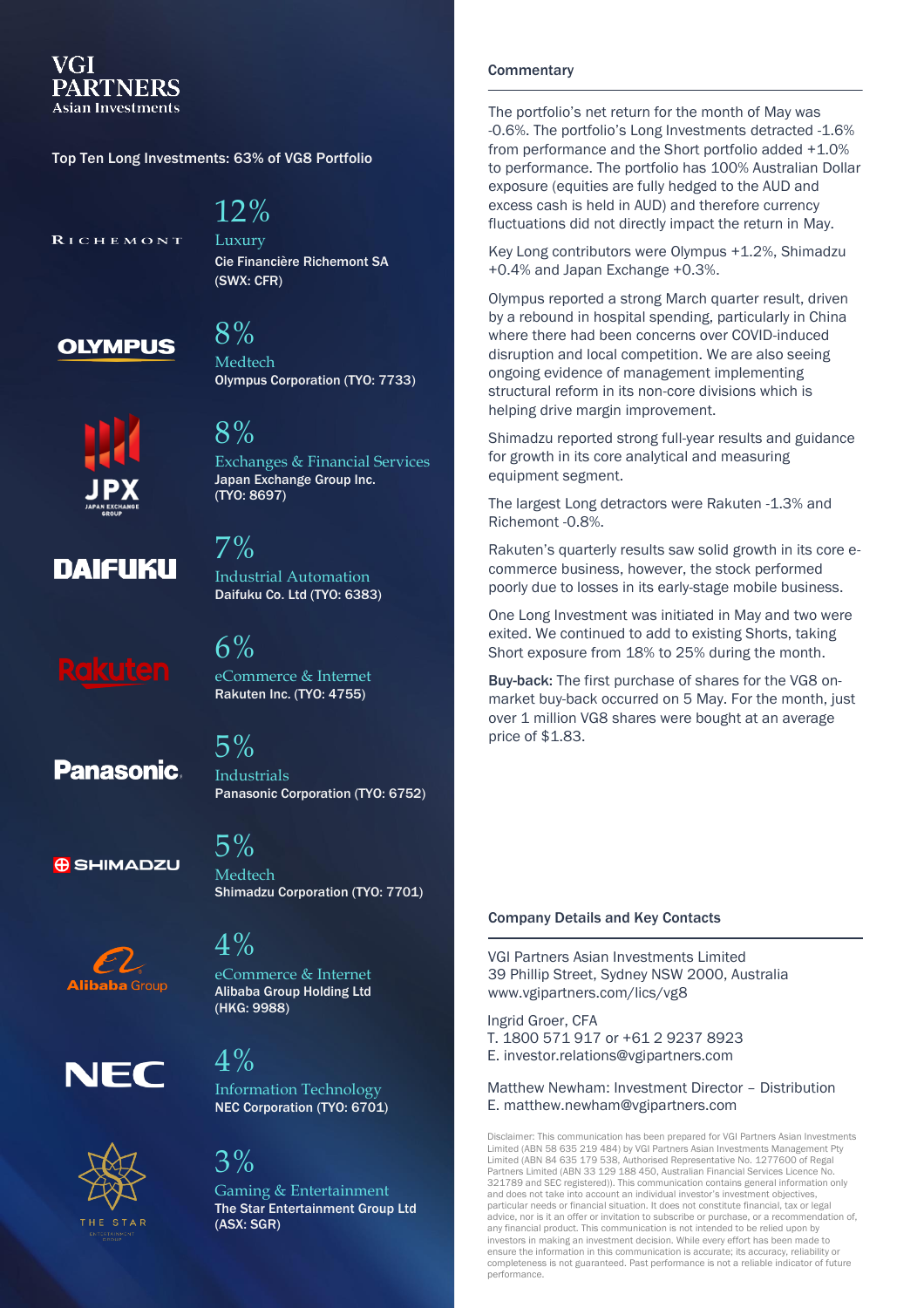VGI PARTNERS
Asian Investments

## Top Ten Long Investments: 63% of VG8 Portfolio

RICHEMONT
12%
Luxury
**Cie Financière Richemont SA (SWX: CFR)**

OLYMPUS
8%
Medtech
**Olympus Corporation (TYO: 7733)**

JPX
8%
Exchanges & Financial Services
**Japan Exchange Group Inc. (TYO: 8697)**

DAIFUKU
7%
Industrial Automation
**Daifuku Co. Ltd (TYO: 6383)**

Rakuten
6%
eCommerce & Internet
**Rakuten Inc. (TYO: 4755)**

Panasonic
5%
Industrials
**Panasonic Corporation (TYO: 6752)**

SHIMADZU
5%
Medtech
**Shimadzu Corporation (TYO: 7701)**

Alibaba Group
4%
eCommerce & Internet
**Alibaba Group Holding Ltd (HKG: 9988)**

NEC
4%
Information Technology
**NEC Corporation (TYO: 6701)**

THE STAR
3%
Gaming & Entertainment
**The Star Entertainment Group Ltd (ASX: SGR)**

## Commentary

The portfolio's net return for the month of May was -0.6%. The portfolio's Long Investments detracted -1.6% from performance and the Short portfolio added +1.0% to performance. The portfolio has 100% Australian Dollar exposure (equities are fully hedged to the AUD and excess cash is held in AUD) and therefore currency fluctuations did not directly impact the return in May.

Key Long contributors were Olympus +1.2%, Shimadzu +0.4% and Japan Exchange +0.3%.

Olympus reported a strong March quarter result, driven by a rebound in hospital spending, particularly in China where there had been concerns over COVID-induced disruption and local competition. We are also seeing ongoing evidence of management implementing structural reform in its non-core divisions which is helping drive margin improvement.

Shimadzu reported strong full-year results and guidance for growth in its core analytical and measuring equipment segment.

The largest Long detractors were Rakuten -1.3% and Richemont -0.8%.

Rakuten's quarterly results saw solid growth in its core e-commerce business, however, the stock performed poorly due to losses in its early-stage mobile business.

One Long Investment was initiated in May and two were exited. We continued to add to existing Shorts, taking Short exposure from 18% to 25% during the month.

**Buy-back:** The first purchase of shares for the VG8 on-market buy-back occurred on 5 May. For the month, just over 1 million VG8 shares were bought at an average price of $1.83.

## Company Details and Key Contacts

VGI Partners Asian Investments Limited
39 Phillip Street, Sydney NSW 2000, Australia
www.vgipartners.com/lics/vg8

Ingrid Groer, CFA
T. 1800 571 917 or +61 2 9237 8923
E. investor.relations@vgipartners.com

Matthew Newham: Investment Director – Distribution
E. matthew.newham@vgipartners.com

Disclaimer: This communication has been prepared for VGI Partners Asian Investments Limited (ABN 58 635 219 484) by VGI Partners Asian Investments Management Pty Limited (ABN 84 635 179 538, Authorised Representative No. 1277600 of Regal Partners Limited (ABN 33 129 188 450, Australian Financial Services Licence No. 321789 and SEC registered)). This communication contains general information only and does not take into account an individual investor's investment objectives, particular needs or financial situation. It does not constitute financial, tax or legal advice, nor is it an offer or invitation to subscribe or purchase, or a recommendation of, any financial product. This communication is not intended to be relied upon by investors in making an investment decision. While every effort has been made to ensure the information in this communication is accurate; its accuracy, reliability or completeness is not guaranteed. Past performance is not a reliable indicator of future performance.